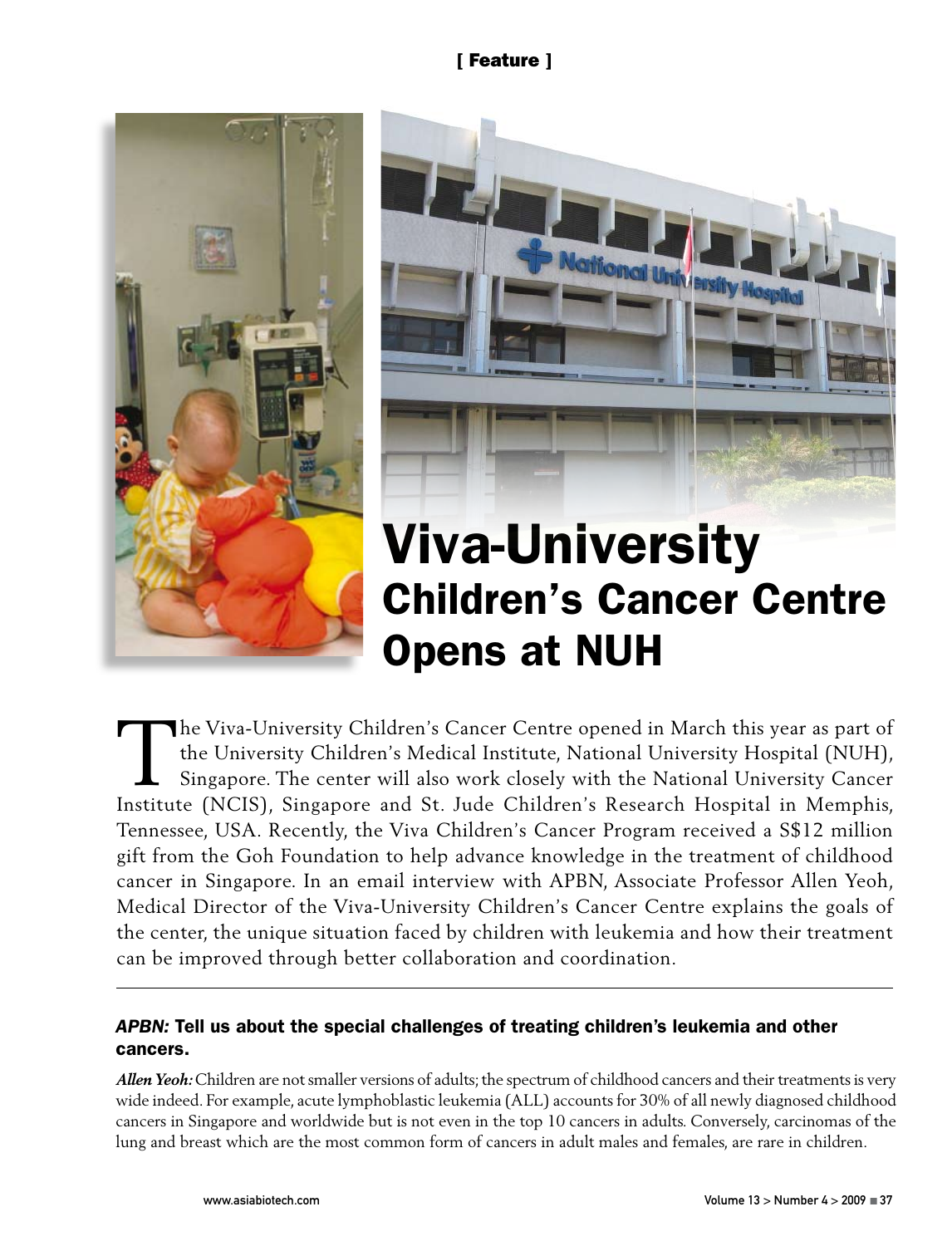[ Feature ]

# Viva-University Children's Cancer Centre Opens at NUH

The Viva-University Children's Cancer Centre opened in March this year as part of the University Children's Medical Institute, National University Hospital (NUH), Singapore. The center will also work closely with the National University Cancer Institute (NCIS), Singapore and St. Jude Children's Research Hospital in Memphis, Tennessee, USA. Recently, the Viva Children's Cancer Program received a S$12 million gift from the Goh Foundation to help advance knowledge in the treatment of childhood cancer in Singapore. In an email interview with APBN, Associate Professor Allen Yeoh, Medical Director of the Viva-University Children's Cancer Centre explains the goals of the center, the unique situation faced by children with leukemia and how their treatment can be improved through better collaboration and coordination.

***APBN:* Tell us about the special challenges of treating children's leukemia and other cancers.**

***Allen Yeoh:*** Children are not smaller versions of adults; the spectrum of childhood cancers and their treatments is very wide indeed. For example, acute lymphoblastic leukemia (ALL) accounts for 30% of all newly diagnosed childhood cancers in Singapore and worldwide but is not even in the top 10 cancers in adults. Conversely, carcinomas of the lung and breast which are the most common form of cancers in adult males and females, are rare in children.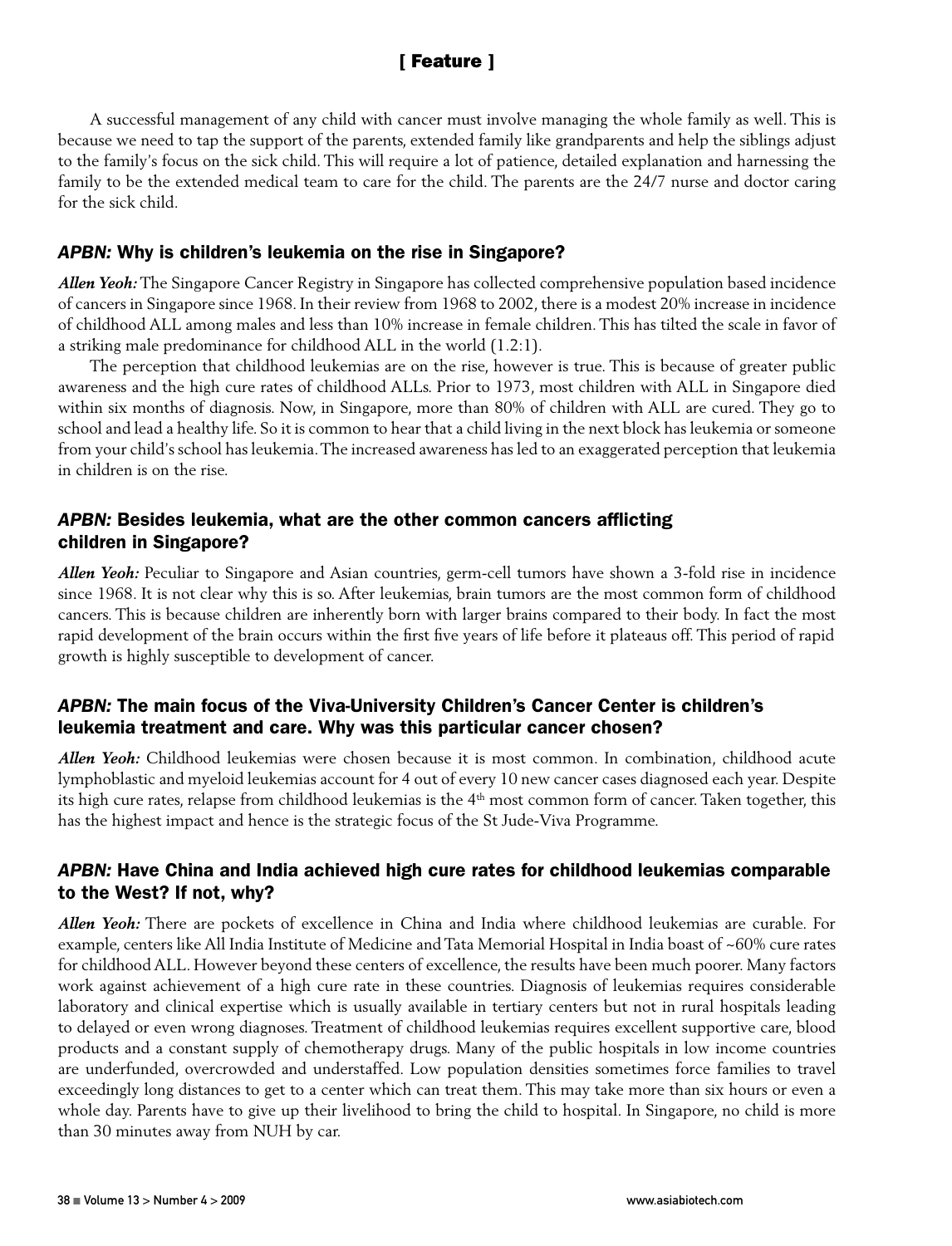A successful management of any child with cancer must involve managing the whole family as well. This is because we need to tap the support of the parents, extended family like grandparents and help the siblings adjust to the family's focus on the sick child. This will require a lot of patience, detailed explanation and harnessing the family to be the extended medical team to care for the child. The parents are the 24/7 nurse and doctor caring for the sick child.

### *APBN:* Why is children's leukemia on the rise in Singapore?

***Allen Yeoh:*** The Singapore Cancer Registry in Singapore has collected comprehensive population based incidence of cancers in Singapore since 1968. In their review from 1968 to 2002, there is a modest 20% increase in incidence of childhood ALL among males and less than 10% increase in female children. This has tilted the scale in favor of a striking male predominance for childhood ALL in the world (1.2:1).

The perception that childhood leukemias are on the rise, however is true. This is because of greater public awareness and the high cure rates of childhood ALLs. Prior to 1973, most children with ALL in Singapore died within six months of diagnosis. Now, in Singapore, more than 80% of children with ALL are cured. They go to school and lead a healthy life. So it is common to hear that a child living in the next block has leukemia or someone from your child's school has leukemia. The increased awareness has led to an exaggerated perception that leukemia in children is on the rise.

### *APBN:* Besides leukemia, what are the other common cancers afflicting children in Singapore?

***Allen Yeoh:*** Peculiar to Singapore and Asian countries, germ-cell tumors have shown a 3-fold rise in incidence since 1968. It is not clear why this is so. After leukemias, brain tumors are the most common form of childhood cancers. This is because children are inherently born with larger brains compared to their body. In fact the most rapid development of the brain occurs within the first five years of life before it plateaus off. This period of rapid growth is highly susceptible to development of cancer.

### *APBN:* The main focus of the Viva-University Children's Cancer Center is children's leukemia treatment and care. Why was this particular cancer chosen?

***Allen Yeoh:*** Childhood leukemias were chosen because it is most common. In combination, childhood acute lymphoblastic and myeloid leukemias account for 4 out of every 10 new cancer cases diagnosed each year. Despite its high cure rates, relapse from childhood leukemias is the 4th most common form of cancer. Taken together, this has the highest impact and hence is the strategic focus of the St Jude-Viva Programme.

### *APBN:* Have China and India achieved high cure rates for childhood leukemias comparable to the West? If not, why?

***Allen Yeoh:*** There are pockets of excellence in China and India where childhood leukemias are curable. For example, centers like All India Institute of Medicine and Tata Memorial Hospital in India boast of ~60% cure rates for childhood ALL. However beyond these centers of excellence, the results have been much poorer. Many factors work against achievement of a high cure rate in these countries. Diagnosis of leukemias requires considerable laboratory and clinical expertise which is usually available in tertiary centers but not in rural hospitals leading to delayed or even wrong diagnoses. Treatment of childhood leukemias requires excellent supportive care, blood products and a constant supply of chemotherapy drugs. Many of the public hospitals in low income countries are underfunded, overcrowded and understaffed. Low population densities sometimes force families to travel exceedingly long distances to get to a center which can treat them. This may take more than six hours or even a whole day. Parents have to give up their livelihood to bring the child to hospital. In Singapore, no child is more than 30 minutes away from NUH by car.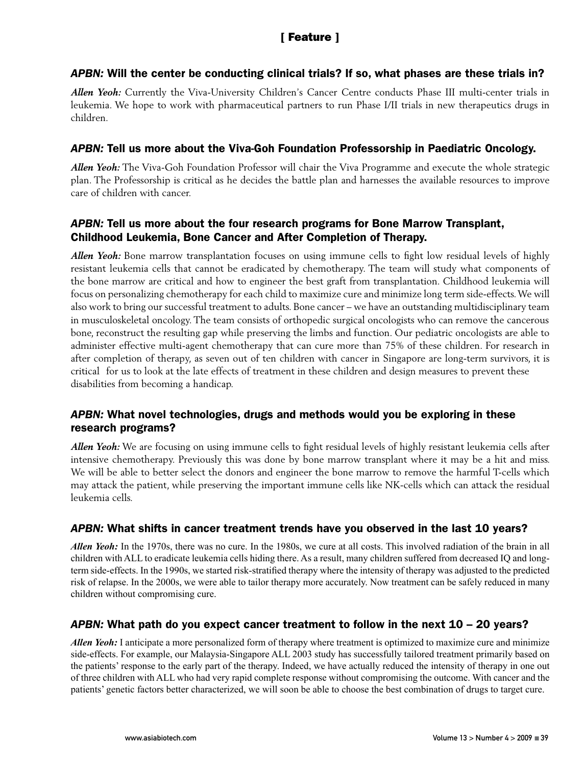## *APBN:* Will the center be conducting clinical trials? If so, what phases are these trials in?

***Allen Yeoh:*** Currently the Viva-University Children's Cancer Centre conducts Phase III multi-center trials in leukemia. We hope to work with pharmaceutical partners to run Phase I/II trials in new therapeutics drugs in children.

## *APBN:* Tell us more about the Viva-Goh Foundation Professorship in Paediatric Oncology.

***Allen Yeoh:*** The Viva-Goh Foundation Professor will chair the Viva Programme and execute the whole strategic plan. The Professorship is critical as he decides the battle plan and harnesses the available resources to improve care of children with cancer.

## *APBN:* Tell us more about the four research programs for Bone Marrow Transplant, Childhood Leukemia, Bone Cancer and After Completion of Therapy.

***Allen Yeoh:*** Bone marrow transplantation focuses on using immune cells to fight low residual levels of highly resistant leukemia cells that cannot be eradicated by chemotherapy. The team will study what components of the bone marrow are critical and how to engineer the best graft from transplantation. Childhood leukemia will focus on personalizing chemotherapy for each child to maximize cure and minimize long term side-effects. We will also work to bring our successful treatment to adults. Bone cancer – we have an outstanding multidisciplinary team in musculoskeletal oncology. The team consists of orthopedic surgical oncologists who can remove the cancerous bone, reconstruct the resulting gap while preserving the limbs and function. Our pediatric oncologists are able to administer effective multi-agent chemotherapy that can cure more than 75% of these children. For research in after completion of therapy, as seven out of ten children with cancer in Singapore are long-term survivors, it is critical for us to look at the late effects of treatment in these children and design measures to prevent these disabilities from becoming a handicap.

## *APBN:* What novel technologies, drugs and methods would you be exploring in these research programs?

***Allen Yeoh:*** We are focusing on using immune cells to fight residual levels of highly resistant leukemia cells after intensive chemotherapy. Previously this was done by bone marrow transplant where it may be a hit and miss. We will be able to better select the donors and engineer the bone marrow to remove the harmful T-cells which may attack the patient, while preserving the important immune cells like NK-cells which can attack the residual leukemia cells.

## *APBN:* What shifts in cancer treatment trends have you observed in the last 10 years?

***Allen Yeoh:*** In the 1970s, there was no cure. In the 1980s, we cure at all costs. This involved radiation of the brain in all children with ALL to eradicate leukemia cells hiding there. As a result, many children suffered from decreased IQ and long-term side-effects. In the 1990s, we started risk-stratified therapy where the intensity of therapy was adjusted to the predicted risk of relapse. In the 2000s, we were able to tailor therapy more accurately. Now treatment can be safely reduced in many children without compromising cure.

## *APBN:* What path do you expect cancer treatment to follow in the next 10 – 20 years?

***Allen Yeoh:*** I anticipate a more personalized form of therapy where treatment is optimized to maximize cure and minimize side-effects. For example, our Malaysia-Singapore ALL 2003 study has successfully tailored treatment primarily based on the patients' response to the early part of the therapy. Indeed, we have actually reduced the intensity of therapy in one out of three children with ALL who had very rapid complete response without compromising the outcome. With cancer and the patients' genetic factors better characterized, we will soon be able to choose the best combination of drugs to target cure.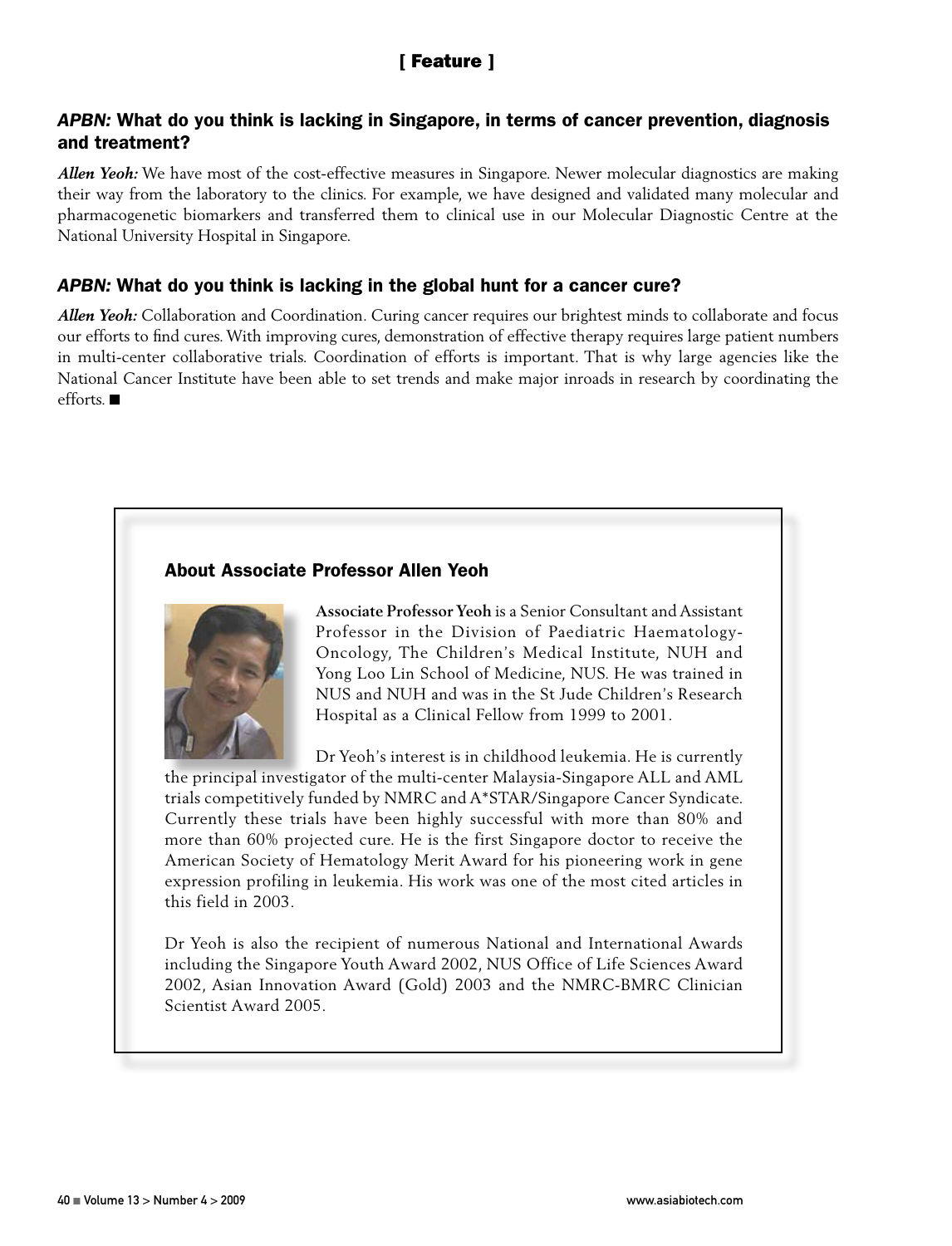### *APBN:* What do you think is lacking in Singapore, in terms of cancer prevention, diagnosis and treatment?

***Allen Yeoh:*** We have most of the cost-effective measures in Singapore. Newer molecular diagnostics are making their way from the laboratory to the clinics. For example, we have designed and validated many molecular and pharmacogenetic biomarkers and transferred them to clinical use in our Molecular Diagnostic Centre at the National University Hospital in Singapore.

### *APBN:* What do you think is lacking in the global hunt for a cancer cure?

***Allen Yeoh:*** Collaboration and Coordination. Curing cancer requires our brightest minds to collaborate and focus our efforts to find cures. With improving cures, demonstration of effective therapy requires large patient numbers in multi-center collaborative trials. Coordination of efforts is important. That is why large agencies like the National Cancer Institute have been able to set trends and make major inroads in research by coordinating the efforts. ■

### About Associate Professor Allen Yeoh

**Associate Professor Yeoh** is a Senior Consultant and Assistant Professor in the Division of Paediatric Haematology-Oncology, The Children's Medical Institute, NUH and Yong Loo Lin School of Medicine, NUS. He was trained in NUS and NUH and was in the St Jude Children's Research Hospital as a Clinical Fellow from 1999 to 2001.

Dr Yeoh's interest is in childhood leukemia. He is currently the principal investigator of the multi-center Malaysia-Singapore ALL and AML trials competitively funded by NMRC and A*STAR/Singapore Cancer Syndicate. Currently these trials have been highly successful with more than 80% and more than 60% projected cure. He is the first Singapore doctor to receive the American Society of Hematology Merit Award for his pioneering work in gene expression profiling in leukemia. His work was one of the most cited articles in this field in 2003.

Dr Yeoh is also the recipient of numerous National and International Awards including the Singapore Youth Award 2002, NUS Office of Life Sciences Award 2002, Asian Innovation Award (Gold) 2003 and the NMRC-BMRC Clinician Scientist Award 2005.